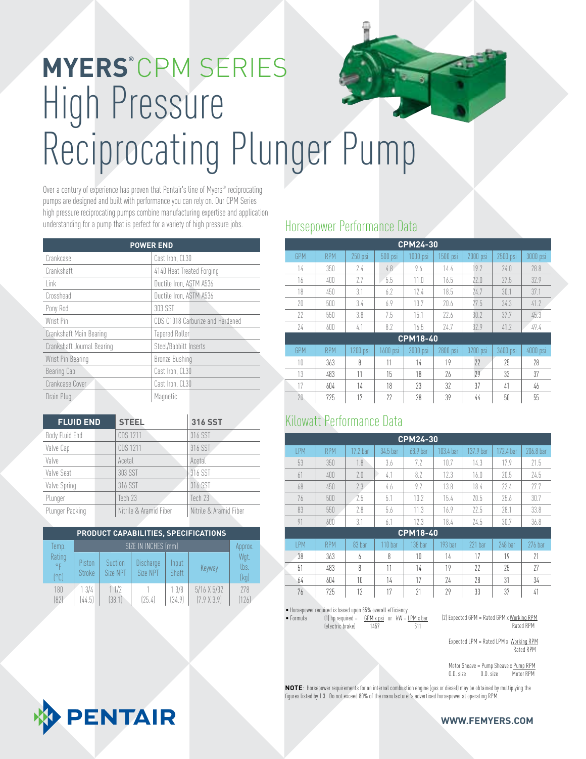# MYERS® CPM SERIES
# High Pressure Reciprocating Plunger Pump

Over a century of experience has proven that Pentair's line of Myers® reciprocating pumps are designed and built with performance you can rely on. Our CPM Series high pressure reciprocating pumps combine manufacturing expertise and application understanding for a pump that is perfect for a variety of high pressure jobs.

| POWER END | |
|---|---|
| Crankcase | Cast Iron, CL30 |
| Crankshaft | 4140 Heat Treated Forging |
| Link | Ductile Iron, ASTM A536 |
| Crosshead | Ductile Iron, ASTM A536 |
| Pony Rod | 303 SST |
| Wrist Pin | CDS C1018 Carburize and Hardened |
| Crankshaft Main Bearing | Tapered Roller |
| Crankshaft Journal Bearing | Steel/Babbitt Inserts |
| Wrist Pin Bearing | Bronze Bushing |
| Bearing Cap | Cast Iron, CL30 |
| Crankcase Cover | Cast Iron, CL30 |
| Drain Plug | Magnetic |

| FLUID END | STEEL | 316 SST |
|---|---|---|
| Body Fluid End | CDS 1211 | 316 SST |
| Valve Cap | CDS 1211 | 316 SST |
| Valve | Acetal | Acetal |
| Valve Seat | 303 SST | 316 SST |
| Valve Spring | 316 SST | 316 SST |
| Plunger | Tech 23 | Tech 23 |
| Plunger Packing | Nitrile & Aramid Fiber | Nitrile & Aramid Fiber |

| PRODUCT CAPABILITIES, SPECIFICATIONS | | | | | | |
|---|---|---|---|---|---|---|
| Temp. Rating °F (°C) | SIZE IN INCHES (mm) | | | | | Approx. Wgt. lbs. (kg) |
| | Piston Stroke | Suction Size NPT | Discharge Size NPT | Input Shaft | Keyway | |
| 180 (82) | 1 3/4 (44.5) | 1 1/2 (38.1) | 1 (25.4) | 1 3/8 (34.9) | 5/16 X 5/32 (7.9 X 3.9) | 278 (126) |

## Horsepower Performance Data

| CPM24-30 | | | | | | | | |
|---|---|---|---|---|---|---|---|---|
| GPM | RPM | 250 psi | 500 psi | 1000 psi | 1500 psi | 2000 psi | 2500 psi | 3000 psi |
| 14 | 350 | 2.4 | 4.8 | 9.6 | 14.4 | 19.2 | 24.0 | 28.8 |
| 16 | 400 | 2.7 | 5.5 | 11.0 | 16.5 | 22.0 | 27.5 | 32.9 |
| 18 | 450 | 3.1 | 6.2 | 12.4 | 18.5 | 24.7 | 30.1 | 37.1 |
| 20 | 500 | 3.4 | 6.9 | 13.7 | 20.6 | 27.5 | 34.3 | 41.2 |
| 22 | 550 | 3.8 | 7.5 | 15.1 | 22.6 | 30.2 | 37.7 | 45.3 |
| 24 | 600 | 4.1 | 8.2 | 16.5 | 24.7 | 32.9 | 41.2 | 49.4 |
| **CPM18-40** | | | | | | | | |
| GPM | RPM | 1200 psi | 1600 psi | 2000 psi | 2800 psi | 3200 psi | 3600 psi | 4000 psi |
| 10 | 363 | 8 | 11 | 14 | 19 | 22 | 25 | 28 |
| 13 | 483 | 11 | 15 | 18 | 26 | 29 | 33 | 37 |
| 17 | 604 | 14 | 18 | 23 | 32 | 37 | 41 | 46 |
| 20 | 725 | 17 | 22 | 28 | 39 | 44 | 50 | 55 |

## Kilowatt Performance Data

| CPM24-30 | | | | | | | | |
|---|---|---|---|---|---|---|---|---|
| LPM | RPM | 17.2 bar | 34.5 bar | 68.9 bar | 103.4 bar | 137.9 bar | 172.4 bar | 206.8 bar |
| 53 | 350 | 1.8 | 3.6 | 7.2 | 10.7 | 14.3 | 17.9 | 21.5 |
| 61 | 400 | 2.0 | 4.1 | 8.2 | 12.3 | 16.0 | 20.5 | 24.5 |
| 68 | 450 | 2.3 | 4.6 | 9.2 | 13.8 | 18.4 | 22.4 | 27.7 |
| 76 | 500 | 2.5 | 5.1 | 10.2 | 15.4 | 20.5 | 25.6 | 30.7 |
| 83 | 550 | 2.8 | 5.6 | 11.3 | 16.9 | 22.5 | 28.1 | 33.8 |
| 91 | 600 | 3.1 | 6.1 | 12.3 | 18.4 | 24.5 | 30.7 | 36.8 |
| **CPM18-40** | | | | | | | | |
| LPM | RPM | 83 bar | 110 bar | 138 bar | 193 bar | 221 bar | 248 bar | 276 bar |
| 38 | 363 | 6 | 8 | 10 | 14 | 17 | 19 | 21 |
| 51 | 483 | 8 | 11 | 14 | 19 | 22 | 25 | 27 |
| 64 | 604 | 10 | 14 | 17 | 24 | 28 | 31 | 34 |
| 76 | 725 | 12 | 17 | 21 | 29 | 33 | 37 | 41 |

- Horsepower required is based upon 85% overall efficiency.
- Formula (1) hp required (electric brake) = $\frac{\text{GPM} \times \text{psi}}{1457}$ or $\text{kW} = \frac{\text{LPM} \times \text{bar}}{511}$

(2) Expected GPM = Rated GPM x $\frac{\text{Working RPM}}{\text{Rated RPM}}$

Expected LPM = Rated LPM x $\frac{\text{Working RPM}}{\text{Rated RPM}}$

Motor Sheave O.D. size = Pump Sheave O.D. size x $\frac{\text{Pump RPM}}{\text{Motor RPM}}$

**NOTE**: Horsepower requirements for an internal combustion engine (gas or diesel) may be obtained by multiplying the figures listed by 1.3. Do not exceed 80% of the manufacturer's advertised horsepower at operating RPM.

PENTAIR

**WWW.FEMYERS.COM**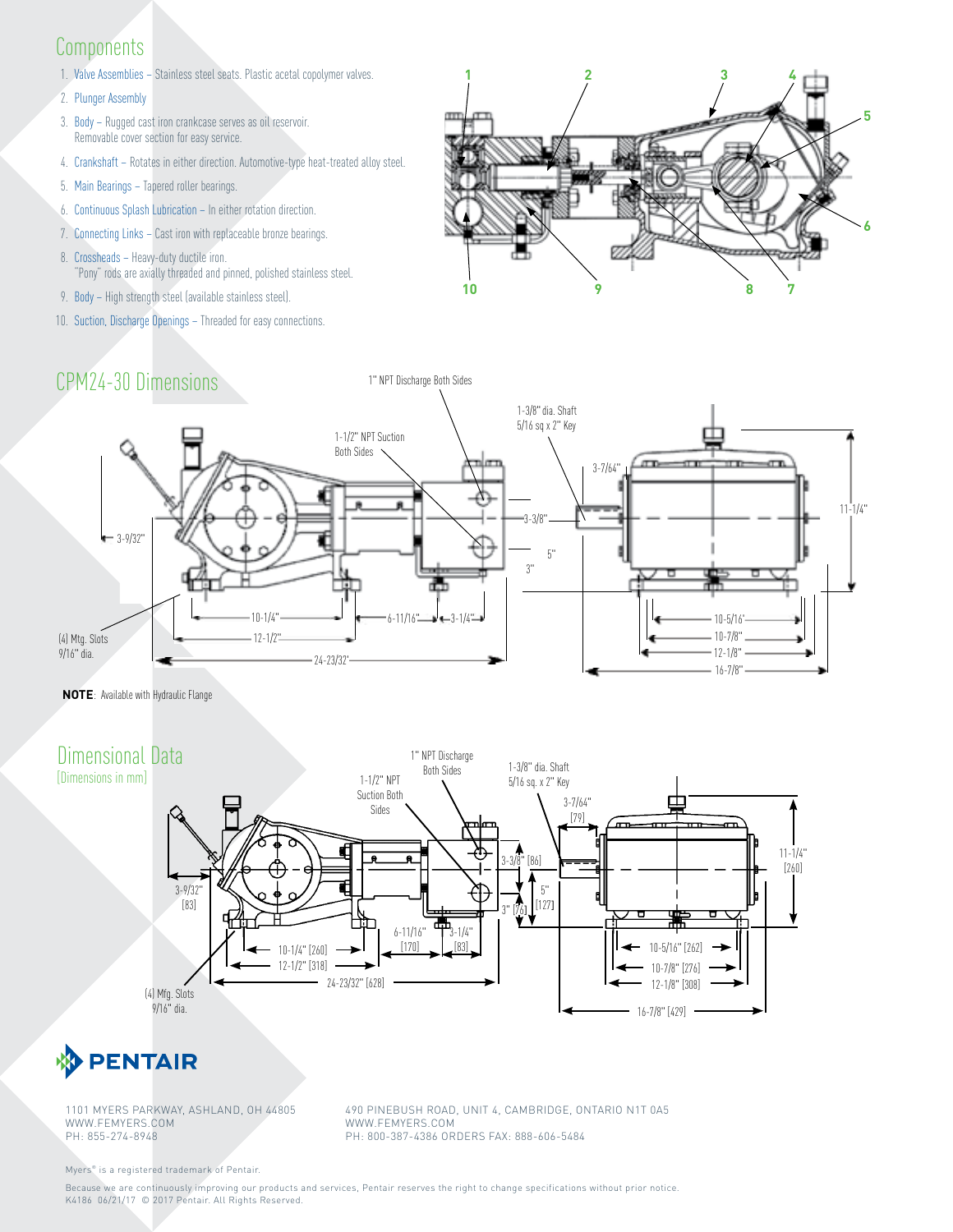## Components

1. Valve Assemblies – Stainless steel seats. Plastic acetal copolymer valves.
2. Plunger Assembly
3. Body – Rugged cast iron crankcase serves as oil reservoir. Removable cover section for easy service.
4. Crankshaft – Rotates in either direction. Automotive-type heat-treated alloy steel.
5. Main Bearings – Tapered roller bearings.
6. Continuous Splash Lubrication – In either rotation direction.
7. Connecting Links – Cast iron with replaceable bronze bearings.
8. Crossheads – Heavy-duty ductile iron. "Pony" rods are axially threaded and pinned, polished stainless steel.
9. Body – High strength steel (available stainless steel).
10. Suction, Discharge Openings – Threaded for easy connections.

1 2 3 4 5 6 7 8 9 10

## CPM24-30 Dimensions

1" NPT Discharge Both Sides
1-1/2" NPT Suction Both Sides
1-3/8" dia. Shaft
5/16 sq x 2" Key
3-7/64"
3-3/8"
5"
3"
11-1/4"
3-9/32"
10-1/4"
12-1/2"
6-11/16"
3-1/4"
24-23/32"
(4) Mtg. Slots
9/16" dia.
10-5/16"
10-7/8"
12-1/8"
16-7/8"

**NOTE**: Available with Hydraulic Flange

## Dimensional Data

[Dimensions in mm]

1" NPT Discharge Both Sides
1-1/2" NPT Suction Both Sides
1-3/8" dia. Shaft
5/16 sq. x 2" Key
3-7/64" [79]
3-3/8" [86]
5" [127]
3" [76]
11-1/4" [260]
3-9/32" [83]
10-1/4" [260]
12-1/2" [318]
6-11/16" [170]
3-1/4" [83]
24-23/32" [628]
(4) Mfg. Slots
9/16" dia.
10-5/16" [262]
10-7/8" [276]
12-1/8" [308]
16-7/8" [429]

**PENTAIR**

1101 MYERS PARKWAY, ASHLAND, OH 44805
WWW.FEMYERS.COM
PH: 855-274-8948

490 PINEBUSH ROAD, UNIT 4, CAMBRIDGE, ONTARIO N1T 0A5
WWW.FEMYERS.COM
PH: 800-387-4386 ORDERS FAX: 888-606-5484

Myers® is a registered trademark of Pentair.

Because we are continuously improving our products and services, Pentair reserves the right to change specifications without prior notice.
K4186 06/21/17 © 2017 Pentair. All Rights Reserved.